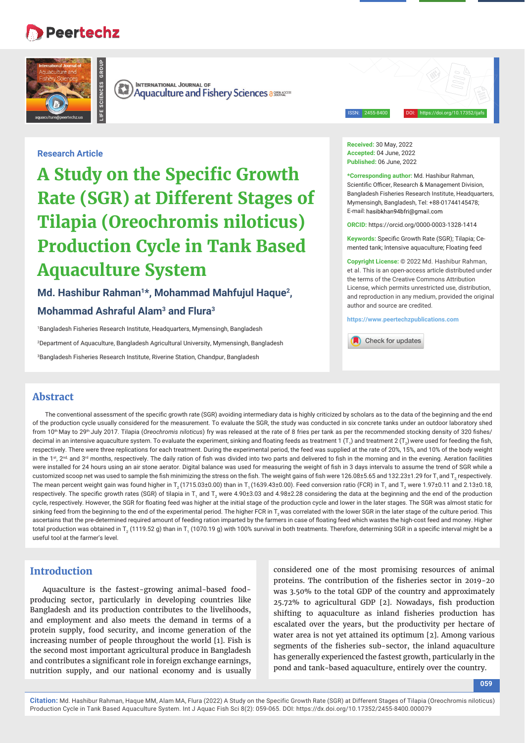Research Article

# A Study on the Specific Growth Rate (SGR) at Different Stages of Tilapia (Oreochromis niloticus) Production Cycle in Tank Based Aquaculture System

**Md. Hashibur Rahman[1]*, Mohammad Mahfujul Haque[2], Mohammad Ashraful Alam[3] and Flura[3]**

[1]Bangladesh Fisheries Research Institute, Headquarters, Mymensingh, Bangladesh

[2]Department of Aquaculture, Bangladesh Agricultural University, Mymensingh, Bangladesh

[3]Bangladesh Fisheries Research Institute, Riverine Station, Chandpur, Bangladesh

**Received:** 30 May, 2022
**Accepted:** 04 June, 2022
**Published:** 06 June, 2022

**\*Corresponding author:** Md. Hashibur Rahman, Scientific Officer, Research & Management Division, Bangladesh Fisheries Research Institute, Headquarters, Mymensingh, Bangladesh, Tel: +88-01744145478; E-mail: hasibkhan94bfri@gmail.com

**ORCID:** https://orcid.org/0000-0003-1328-1414

**Keywords:** Specific Growth Rate (SGR); Tilapia; Cemented tank; Intensive aquaculture; Floating feed

**Copyright License:** © 2022 Md. Hashibur Rahman, et al. This is an open-access article distributed under the terms of the Creative Commons Attribution License, which permits unrestricted use, distribution, and reproduction in any medium, provided the original author and source are credited.

https://www.peertechzpublications.com

## Abstract

The conventional assessment of the specific growth rate (SGR) avoiding intermediary data is highly criticized by scholars as to the data of the beginning and the end of the production cycle usually considered for the measurement. To evaluate the SGR, the study was conducted in six concrete tanks under an outdoor laboratory shed from 10th May to 29th July 2017. Tilapia (*Oreochromis niloticus*) fry was released at the rate of 8 fries per tank as per the recommended stocking density of 320 fishes/decimal in an intensive aquaculture system. To evaluate the experiment, sinking and floating feeds as treatment 1 ($T_1$) and treatment 2 ($T_2$) were used for feeding the fish, respectively. There were three replications for each treatment. During the experimental period, the feed was supplied at the rate of 20%, 15%, and 10% of the body weight in the 1st, 2nd, and 3rd months, respectively. The daily ration of fish was divided into two parts and delivered to fish in the morning and in the evening. Aeration facilities were installed for 24 hours using an air stone aerator. Digital balance was used for measuring the weight of fish in 3 days intervals to assume the trend of SGR while a customized scoop net was used to sample the fish minimizing the stress on the fish. The weight gains of fish were 126.08±5.65 and 132.23±1.29 for $T_1$ and $T_2$, respectively. The mean percent weight gain was found higher in $T_2$ (1715.03±0.00) than in $T_1$ (1639.43±0.00). Feed conversion ratio (FCR) in $T_1$ and $T_2$ were 1.97±0.11 and 2.13±0.18, respectively. The specific growth rates (SGR) of tilapia in $T_1$ and $T_2$ were 4.90±3.03 and 4.98±2.28 considering the data at the beginning and the end of the production cycle, respectively. However, the SGR for floating feed was higher at the initial stage of the production cycle and lower in the later stages. The SGR was almost static for sinking feed from the beginning to the end of the experimental period. The higher FCR in $T_2$ was correlated with the lower SGR in the later stage of the culture period. This ascertains that the pre-determined required amount of feeding ration imparted by the farmers in case of floating feed which wastes the high-cost feed and money. Higher total production was obtained in $T_2$ (1119.52 g) than in $T_1$ (1070.19 g) with 100% survival in both treatments. Therefore, determining SGR in a specific interval might be a useful tool at the farmer's level.

## Introduction

Aquaculture is the fastest-growing animal-based food-producing sector, particularly in developing countries like Bangladesh and its production contributes to the livelihoods, and employment and also meets the demand in terms of a protein supply, food security, and income generation of the increasing number of people throughout the world [1]. Fish is the second most important agricultural produce in Bangladesh and contributes a significant role in foreign exchange earnings, nutrition supply, and our national economy and is usually considered one of the most promising resources of animal proteins. The contribution of the fisheries sector in 2019-20 was 3.50% to the total GDP of the country and approximately 25.72% to agricultural GDP [2]. Nowadays, fish production shifting to aquaculture as inland fisheries production has escalated over the years, but the productivity per hectare of water area is not yet attained its optimum [2]. Among various segments of the fisheries sub-sector, the inland aquaculture has generally experienced the fastest growth, particularly in the pond and tank-based aquaculture, entirely over the country.

**Citation:** Md. Hashibur Rahman, Haque MM, Alam MA, Flura (2022) A Study on the Specific Growth Rate (SGR) at Different Stages of Tilapia (Oreochromis niloticus) Production Cycle in Tank Based Aquaculture System. Int J Aquac Fish Sci 8(2): 059-065. DOI: https://dx.doi.org/10.17352/2455-8400.000079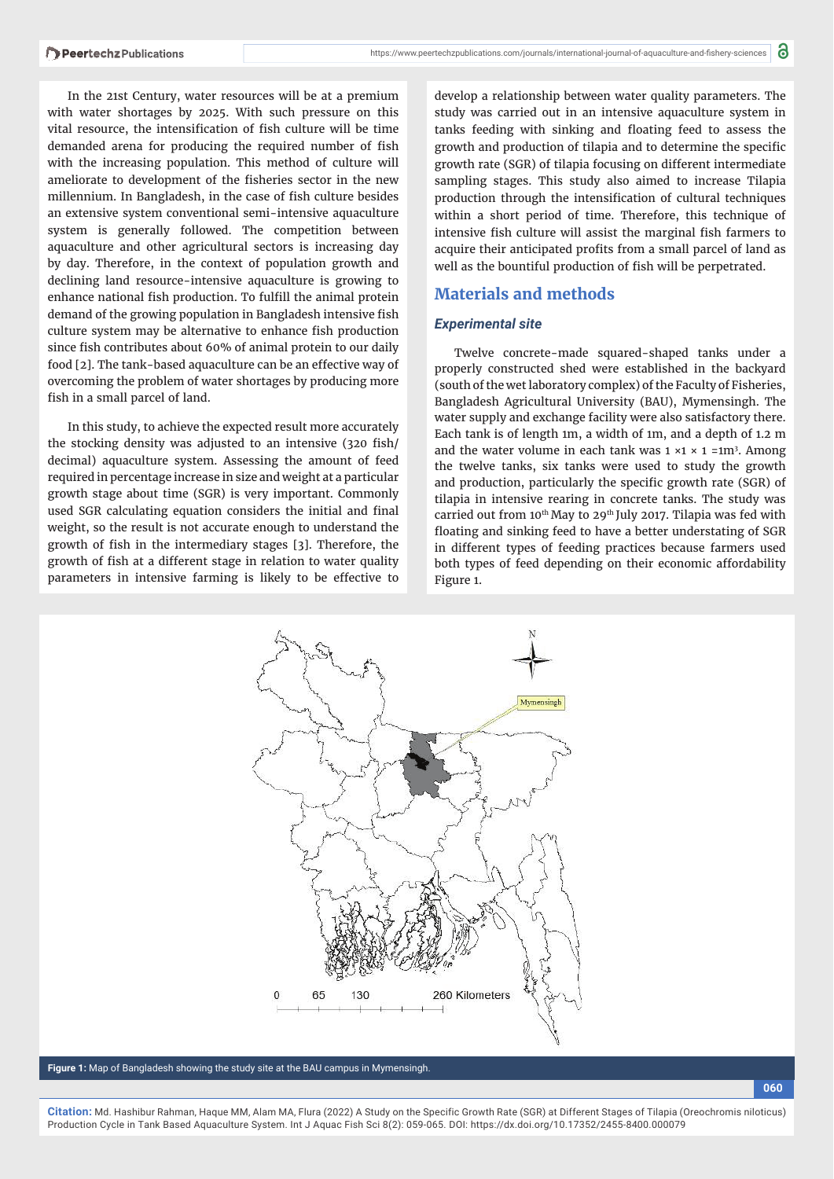In the 21st Century, water resources will be at a premium with water shortages by 2025. With such pressure on this vital resource, the intensification of fish culture will be time demanded arena for producing the required number of fish with the increasing population. This method of culture will ameliorate to development of the fisheries sector in the new millennium. In Bangladesh, in the case of fish culture besides an extensive system conventional semi-intensive aquaculture system is generally followed. The competition between aquaculture and other agricultural sectors is increasing day by day. Therefore, in the context of population growth and declining land resource-intensive aquaculture is growing to enhance national fish production. To fulfill the animal protein demand of the growing population in Bangladesh intensive fish culture system may be alternative to enhance fish production since fish contributes about 60% of animal protein to our daily food [2]. The tank-based aquaculture can be an effective way of overcoming the problem of water shortages by producing more fish in a small parcel of land.

In this study, to achieve the expected result more accurately the stocking density was adjusted to an intensive (320 fish/ decimal) aquaculture system. Assessing the amount of feed required in percentage increase in size and weight at a particular growth stage about time (SGR) is very important. Commonly used SGR calculating equation considers the initial and final weight, so the result is not accurate enough to understand the growth of fish in the intermediary stages [3]. Therefore, the growth of fish at a different stage in relation to water quality parameters in intensive farming is likely to be effective to develop a relationship between water quality parameters. The study was carried out in an intensive aquaculture system in tanks feeding with sinking and floating feed to assess the growth and production of tilapia and to determine the specific growth rate (SGR) of tilapia focusing on different intermediate sampling stages. This study also aimed to increase Tilapia production through the intensification of cultural techniques within a short period of time. Therefore, this technique of intensive fish culture will assist the marginal fish farmers to acquire their anticipated profits from a small parcel of land as well as the bountiful production of fish will be perpetrated.

## Materials and methods

### *Experimental site*

Twelve concrete-made squared-shaped tanks under a properly constructed shed were established in the backyard (south of the wet laboratory complex) of the Faculty of Fisheries, Bangladesh Agricultural University (BAU), Mymensingh. The water supply and exchange facility were also satisfactory there. Each tank is of length 1m, a width of 1m, and a depth of 1.2 m and the water volume in each tank was 1 ×1 × 1 =1m$^3$. Among the twelve tanks, six tanks were used to study the growth and production, particularly the specific growth rate (SGR) of tilapia in intensive rearing in concrete tanks. The study was carried out from 10$^{th}$ May to 29$^{th}$ July 2017. Tilapia was fed with floating and sinking feed to have a better understating of SGR in different types of feeding practices because farmers used both types of feed depending on their economic affordability Figure 1.

**Figure 1:** Map of Bangladesh showing the study site at the BAU campus in Mymensingh.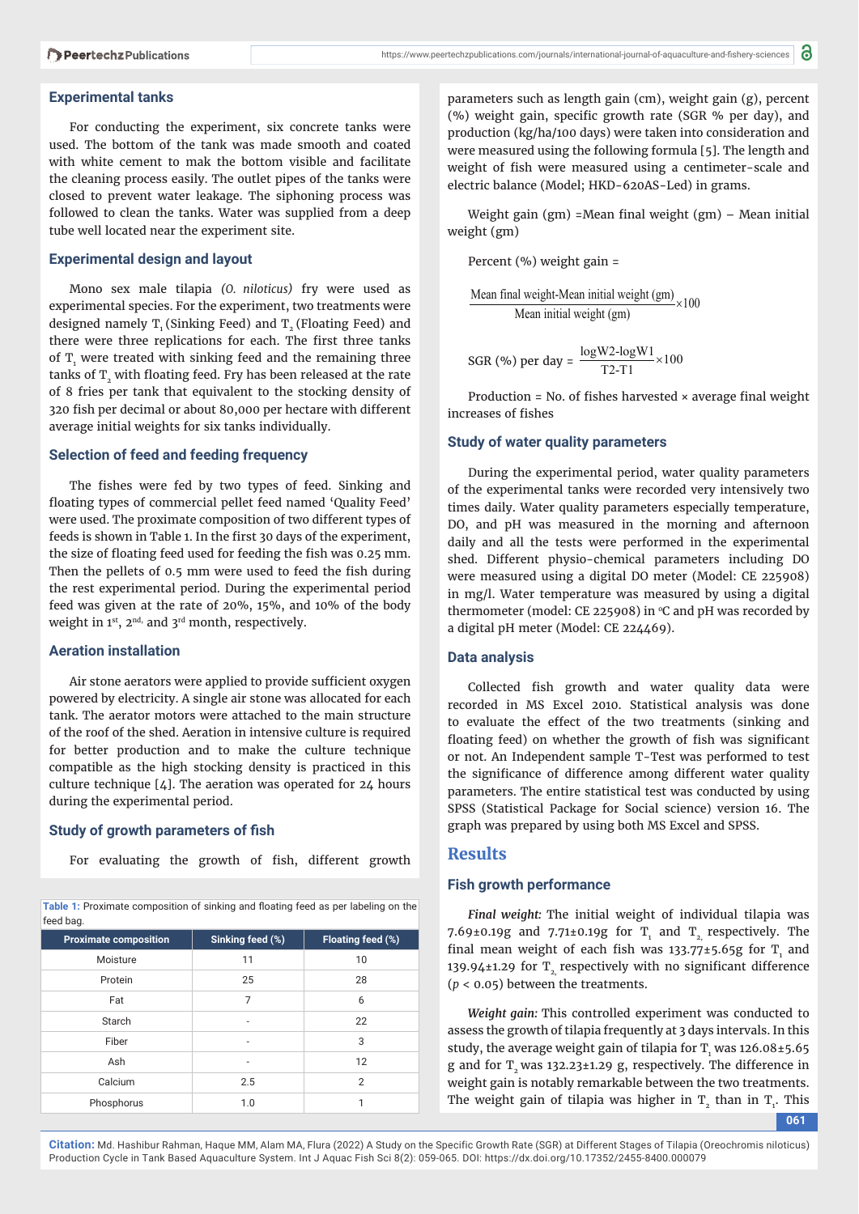### Experimental tanks

For conducting the experiment, six concrete tanks were used. The bottom of the tank was made smooth and coated with white cement to mak the bottom visible and facilitate the cleaning process easily. The outlet pipes of the tanks were closed to prevent water leakage. The siphoning process was followed to clean the tanks. Water was supplied from a deep tube well located near the experiment site.

### Experimental design and layout

Mono sex male tilapia *(O. niloticus)* fry were used as experimental species. For the experiment, two treatments were designed namely $T_1$ (Sinking Feed) and $T_2$ (Floating Feed) and there were three replications for each. The first three tanks of $T_1$ were treated with sinking feed and the remaining three tanks of $T_2$ with floating feed. Fry has been released at the rate of 8 fries per tank that equivalent to the stocking density of 320 fish per decimal or about 80,000 per hectare with different average initial weights for six tanks individually.

### Selection of feed and feeding frequency

The fishes were fed by two types of feed. Sinking and floating types of commercial pellet feed named 'Quality Feed' were used. The proximate composition of two different types of feeds is shown in Table 1. In the first 30 days of the experiment, the size of floating feed used for feeding the fish was 0.25 mm. Then the pellets of 0.5 mm were used to feed the fish during the rest experimental period. During the experimental period feed was given at the rate of 20%, 15%, and 10% of the body weight in 1st, 2nd, and 3rd month, respectively.

### Aeration installation

Air stone aerators were applied to provide sufficient oxygen powered by electricity. A single air stone was allocated for each tank. The aerator motors were attached to the main structure of the roof of the shed. Aeration in intensive culture is required for better production and to make the culture technique compatible as the high stocking density is practiced in this culture technique [4]. The aeration was operated for 24 hours during the experimental period.

### Study of growth parameters of fish

For evaluating the growth of fish, different growth parameters such as length gain (cm), weight gain (g), percent (%) weight gain, specific growth rate (SGR % per day), and production (kg/ha/100 days) were taken into consideration and were measured using the following formula [5]. The length and weight of fish were measured using a centimeter-scale and electric balance (Model; HKD-620AS-Led) in grams.

Weight gain (gm) =Mean final weight (gm) – Mean initial weight (gm)

Percent (%) weight gain =

$$\frac{\text{Mean final weight-Mean initial weight (gm)}}{\text{Mean initial weight (gm)}} \times 100$$

$$\text{SGR (\%) per day} = \frac{\log W2 - \log W1}{T2 - T1} \times 100$$

Production = No. of fishes harvested × average final weight increases of fishes

### Study of water quality parameters

During the experimental period, water quality parameters of the experimental tanks were recorded very intensively two times daily. Water quality parameters especially temperature, DO, and pH was measured in the morning and afternoon daily and all the tests were performed in the experimental shed. Different physio-chemical parameters including DO were measured using a digital DO meter (Model: CE 225908) in mg/l. Water temperature was measured by using a digital thermometer (model: CE 225908) in °C and pH was recorded by a digital pH meter (Model: CE 224469).

### Data analysis

Collected fish growth and water quality data were recorded in MS Excel 2010. Statistical analysis was done to evaluate the effect of the two treatments (sinking and floating feed) on whether the growth of fish was significant or not. An Independent sample T-Test was performed to test the significance of difference among different water quality parameters. The entire statistical test was conducted by using SPSS (Statistical Package for Social science) version 16. The graph was prepared by using both MS Excel and SPSS.

## Results

### Fish growth performance

***Final weight:*** The initial weight of individual tilapia was 7.69±0.19g and 7.71±0.19g for $T_1$ and $T_2$ respectively. The final mean weight of each fish was 133.77±5.65g for $T_1$ and 139.94±1.29 for $T_2$ respectively with no significant difference ($p < 0.05$) between the treatments.

***Weight gain:*** This controlled experiment was conducted to assess the growth of tilapia frequently at 3 days intervals. In this study, the average weight gain of tilapia for $T_1$ was 126.08±5.65 g and for $T_2$ was 132.23±1.29 g, respectively. The difference in weight gain is notably remarkable between the two treatments. The weight gain of tilapia was higher in $T_2$ than in $T_1$. This

**Table 1:** Proximate composition of sinking and floating feed as per labeling on the feed bag.

| Proximate composition | Sinking feed (%) | Floating feed (%) |
|---|---|---|
| Moisture | 11 | 10 |
| Protein | 25 | 28 |
| Fat | 7 | 6 |
| Starch | - | 22 |
| Fiber | - | 3 |
| Ash | - | 12 |
| Calcium | 2.5 | 2 |
| Phosphorus | 1.0 | 1 |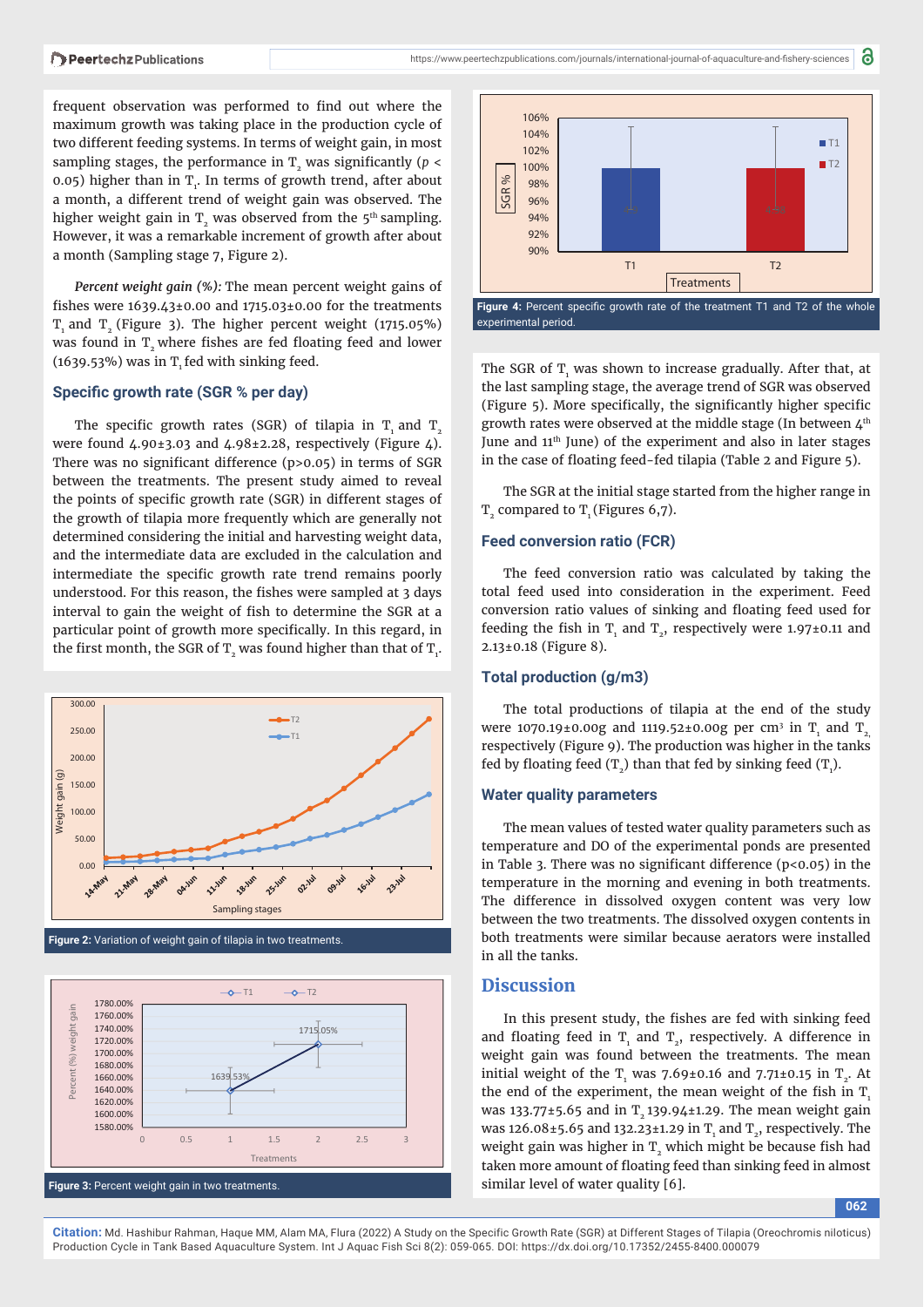frequent observation was performed to find out where the maximum growth was taking place in the production cycle of two different feeding systems. In terms of weight gain, in most sampling stages, the performance in $T_2$ was significantly ($p < 0.05$) higher than in $T_1$. In terms of growth trend, after about a month, a different trend of weight gain was observed. The higher weight gain in $T_2$ was observed from the 5th sampling. However, it was a remarkable increment of growth after about a month (Sampling stage 7, Figure 2).

*Percent weight gain (%):* The mean percent weight gains of fishes were 1639.43±0.00 and 1715.03±0.00 for the treatments $T_1$ and $T_2$ (Figure 3). The higher percent weight (1715.05%) was found in $T_2$ where fishes are fed floating feed and lower (1639.53%) was in $T_1$ fed with sinking feed.

## Specific growth rate (SGR % per day)

The specific growth rates (SGR) of tilapia in $T_1$ and $T_2$ were found 4.90±3.03 and 4.98±2.28, respectively (Figure 4). There was no significant difference ($p>0.05$) in terms of SGR between the treatments. The present study aimed to reveal the points of specific growth rate (SGR) in different stages of the growth of tilapia more frequently which are generally not determined considering the initial and harvesting weight data, and the intermediate data are excluded in the calculation and intermediate the specific growth rate trend remains poorly understood. For this reason, the fishes were sampled at 3 days interval to gain the weight of fish to determine the SGR at a particular point of growth more specifically. In this regard, in the first month, the SGR of $T_2$ was found higher than that of $T_1$.

**Figure 2:** Variation of weight gain of tilapia in two treatments.

**Figure 3:** Percent weight gain in two treatments.

**Figure 4:** Percent specific growth rate of the treatment T1 and T2 of the whole experimental period.

The SGR of $T_1$ was shown to increase gradually. After that, at the last sampling stage, the average trend of SGR was observed (Figure 5). More specifically, the significantly higher specific growth rates were observed at the middle stage (In between 4th June and 11th June) of the experiment and also in later stages in the case of floating feed-fed tilapia (Table 2 and Figure 5).

The SGR at the initial stage started from the higher range in $T_2$ compared to $T_1$ (Figures 6,7).

## Feed conversion ratio (FCR)

The feed conversion ratio was calculated by taking the total feed used into consideration in the experiment. Feed conversion ratio values of sinking and floating feed used for feeding the fish in $T_1$ and $T_2$, respectively were 1.97±0.11 and 2.13±0.18 (Figure 8).

## Total production (g/m3)

The total productions of tilapia at the end of the study were 1070.19±0.00g and 1119.52±0.00g per $cm^3$ in $T_1$ and $T_2$, respectively (Figure 9). The production was higher in the tanks fed by floating feed ($T_2$) than that fed by sinking feed ($T_1$).

## Water quality parameters

The mean values of tested water quality parameters such as temperature and DO of the experimental ponds are presented in Table 3. There was no significant difference ($p<0.05$) in the temperature in the morning and evening in both treatments. The difference in dissolved oxygen content was very low between the two treatments. The dissolved oxygen contents in both treatments were similar because aerators were installed in all the tanks.

# Discussion

In this present study, the fishes are fed with sinking feed and floating feed in $T_1$ and $T_2$, respectively. A difference in weight gain was found between the treatments. The mean initial weight of the $T_1$ was 7.69±0.16 and 7.71±0.15 in $T_2$. At the end of the experiment, the mean weight of the fish in $T_1$ was 133.77±5.65 and in $T_2$ 139.94±1.29. The mean weight gain was 126.08±5.65 and 132.23±1.29 in $T_1$ and $T_2$, respectively. The weight gain was higher in $T_2$ which might be because fish had taken more amount of floating feed than sinking feed in almost similar level of water quality [6].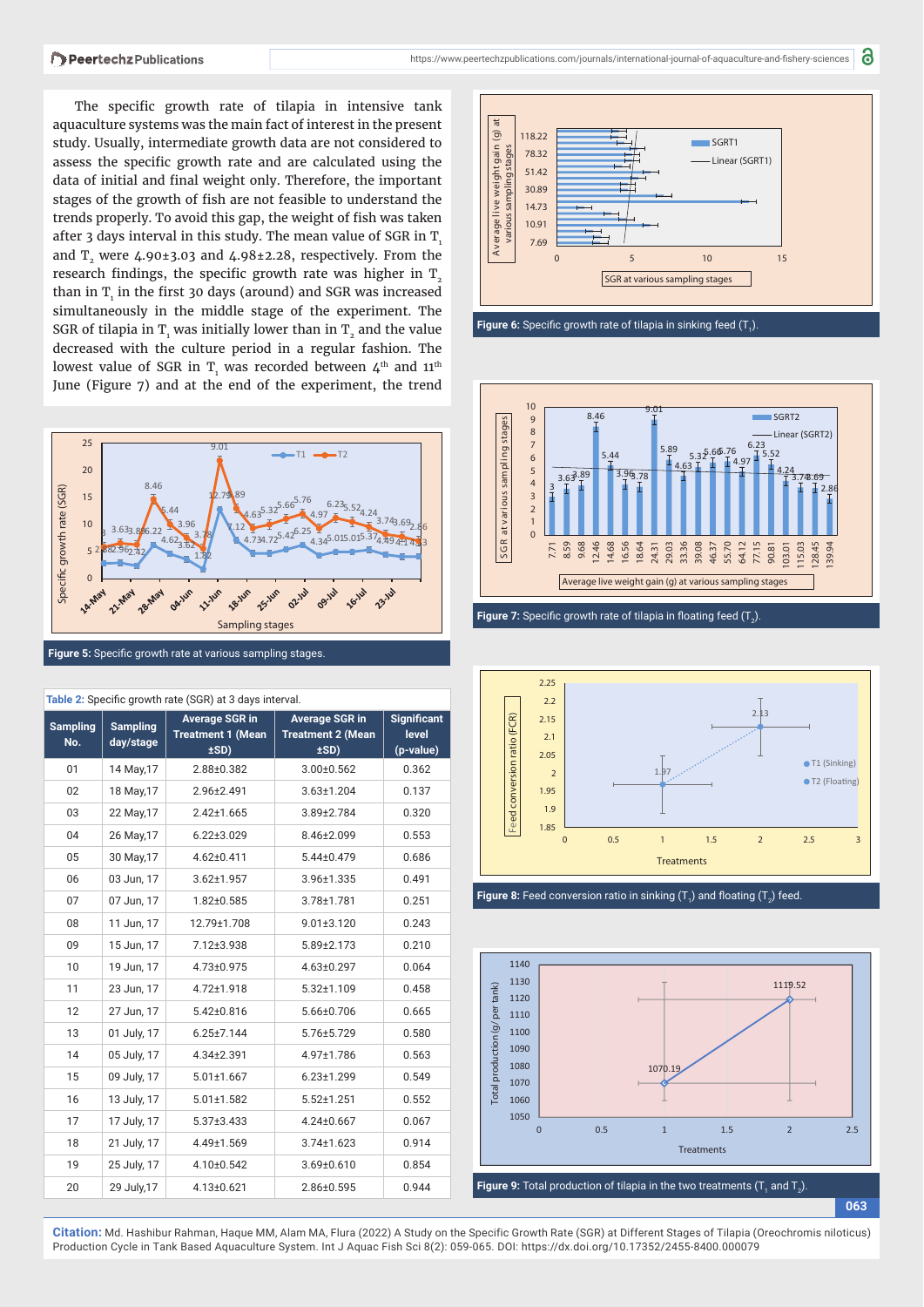The specific growth rate of tilapia in intensive tank aquaculture systems was the main fact of interest in the present study. Usually, intermediate growth data are not considered to assess the specific growth rate and are calculated using the data of initial and final weight only. Therefore, the important stages of the growth of fish are not feasible to understand the trends properly. To avoid this gap, the weight of fish was taken after 3 days interval in this study. The mean value of SGR in $T_1$ and $T_2$ were 4.90±3.03 and 4.98±2.28, respectively. From the research findings, the specific growth rate was higher in $T_2$ than in $T_1$ in the first 30 days (around) and SGR was increased simultaneously in the middle stage of the experiment. The SGR of tilapia in $T_1$ was initially lower than in $T_2$ and the value decreased with the culture period in a regular fashion. The lowest value of SGR in $T_1$ was recorded between 4th and 11th June (Figure 7) and at the end of the experiment, the trend

Figure 5: Specific growth rate at various sampling stages.

Table 2: Specific growth rate (SGR) at 3 days interval.

| Sampling No. | Sampling day/stage | Average SGR in Treatment 1 (Mean ±SD) | Average SGR in Treatment 2 (Mean ±SD) | Significant level (p-value) |
|---|---|---|---|---|
| 01 | 14 May,17 | 2.88±0.382 | 3.00±0.562 | 0.362 |
| 02 | 18 May,17 | 2.96±2.491 | 3.63±1.204 | 0.137 |
| 03 | 22 May,17 | 2.42±1.665 | 3.89±2.784 | 0.320 |
| 04 | 26 May,17 | 6.22±3.029 | 8.46±2.099 | 0.553 |
| 05 | 30 May,17 | 4.62±0.411 | 5.44±0.479 | 0.686 |
| 06 | 03 Jun, 17 | 3.62±1.957 | 3.96±1.335 | 0.491 |
| 07 | 07 Jun, 17 | 1.82±0.585 | 3.78±1.781 | 0.251 |
| 08 | 11 Jun, 17 | 12.79±1.708 | 9.01±3.120 | 0.243 |
| 09 | 15 Jun, 17 | 7.12±3.938 | 5.89±2.173 | 0.210 |
| 10 | 19 Jun, 17 | 4.73±0.975 | 4.63±0.297 | 0.064 |
| 11 | 23 Jun, 17 | 4.72±1.918 | 5.32±1.109 | 0.458 |
| 12 | 27 Jun, 17 | 5.42±0.816 | 5.66±0.706 | 0.665 |
| 13 | 01 July, 17 | 6.25±7.144 | 5.76±5.729 | 0.580 |
| 14 | 05 July, 17 | 4.34±2.391 | 4.97±1.786 | 0.563 |
| 15 | 09 July, 17 | 5.01±1.667 | 6.23±1.299 | 0.549 |
| 16 | 13 July, 17 | 5.01±1.582 | 5.52±1.251 | 0.552 |
| 17 | 17 July, 17 | 5.37±3.433 | 4.24±0.667 | 0.067 |
| 18 | 21 July, 17 | 4.49±1.569 | 3.74±1.623 | 0.914 |
| 19 | 25 July, 17 | 4.10±0.542 | 3.69±0.610 | 0.854 |
| 20 | 29 July,17 | 4.13±0.621 | 2.86±0.595 | 0.944 |

Figure 6: Specific growth rate of tilapia in sinking feed ($T_1$).

Figure 7: Specific growth rate of tilapia in floating feed ($T_2$).

Figure 8: Feed conversion ratio in sinking ($T_1$) and floating ($T_2$) feed.

Figure 9: Total production of tilapia in the two treatments ($T_1$ and $T_2$).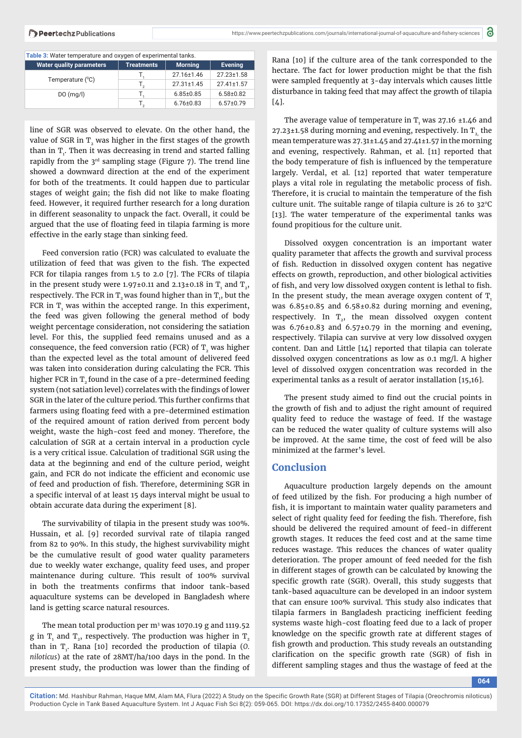Table 3: Water temperature and oxygen of experimental tanks.

| Water quality parameters | Treatments | Morning | Evening |
|---|---|---|---|
| Temperature (°C) | $T_1$ | 27.16±1.46 | 27.23±1.58 |
| | $T_2$ | 27.31±1.45 | 27.41±1.57 |
| DO (mg/l) | $T_1$ | 6.85±0.85 | 6.58±0.82 |
| | $T_2$ | 6.76±0.83 | 6.57±0.79 |

line of SGR was observed to elevate. On the other hand, the value of SGR in $T_2$ was higher in the first stages of the growth than in $T_1$. Then it was decreasing in trend and started falling rapidly from the 3rd sampling stage (Figure 7). The trend line showed a downward direction at the end of the experiment for both of the treatments. It could happen due to particular stages of weight gain; the fish did not like to make floating feed. However, it required further research for a long duration in different seasonality to unpack the fact. Overall, it could be argued that the use of floating feed in tilapia farming is more effective in the early stage than sinking feed.

Feed conversion ratio (FCR) was calculated to evaluate the utilization of feed that was given to the fish. The expected FCR for tilapia ranges from 1.5 to 2.0 [7]. The FCRs of tilapia in the present study were 1.97±0.11 and 2.13±0.18 in $T_1$ and $T_2$, respectively. The FCR in $T_2$ was found higher than in $T_1$, but the FCR in $T_1$ was within the accepted range. In this experiment, the feed was given following the general method of body weight percentage consideration, not considering the satiation level. For this, the supplied feed remains unused and as a consequence, the feed conversion ratio (FCR) of $T_2$ was higher than the expected level as the total amount of delivered feed was taken into consideration during calculating the FCR. This higher FCR in $T_2$ found in the case of a pre-determined feeding system (not satiation level) correlates with the findings of lower SGR in the later of the culture period. This further confirms that farmers using floating feed with a pre-determined estimation of the required amount of ration derived from percent body weight, waste the high-cost feed and money. Therefore, the calculation of SGR at a certain interval in a production cycle is a very critical issue. Calculation of traditional SGR using the data at the beginning and end of the culture period, weight gain, and FCR do not indicate the efficient and economic use of feed and production of fish. Therefore, determining SGR in a specific interval of at least 15 days interval might be usual to obtain accurate data during the experiment [8].

The survivability of tilapia in the present study was 100%. Hussain, et al. [9] recorded survival rate of tilapia ranged from 82 to 90%. In this study, the highest survivability might be the cumulative result of good water quality parameters due to weekly water exchange, quality feed uses, and proper maintenance during culture. This result of 100% survival in both the treatments confirms that indoor tank-based aquaculture systems can be developed in Bangladesh where land is getting scarce natural resources.

The mean total production per m³ was 1070.19 g and 1119.52 g in $T_1$ and $T_2$, respectively. The production was higher in $T_2$ than in $T_1$. Rana [10] recorded the production of tilapia (*O. niloticus*) at the rate of 28MT/ha/100 days in the pond. In the present study, the production was lower than the finding of Rana [10] if the culture area of the tank corresponded to the hectare. The fact for lower production might be that the fish were sampled frequently at 3-day intervals which causes little disturbance in taking feed that may affect the growth of tilapia [4].

The average value of temperature in $T_1$ was 27.16 ±1.46 and 27.23±1.58 during morning and evening, respectively. In $T_2$, the mean temperature was 27.31±1.45 and 27.41±1.57 in the morning and evening, respectively. Rahman, et al. [11] reported that the body temperature of fish is influenced by the temperature largely. Verdal, et al. [12] reported that water temperature plays a vital role in regulating the metabolic process of fish. Therefore, it is crucial to maintain the temperature of the fish culture unit. The suitable range of tilapia culture is 26 to 32°C [13]. The water temperature of the experimental tanks was found propitious for the culture unit.

Dissolved oxygen concentration is an important water quality parameter that affects the growth and survival process of fish. Reduction in dissolved oxygen content has negative effects on growth, reproduction, and other biological activities of fish, and very low dissolved oxygen content is lethal to fish. In the present study, the mean average oxygen content of $T_1$ was 6.85±0.85 and 6.58±0.82 during morning and evening, respectively. In $T_2$, the mean dissolved oxygen content was 6.76±0.83 and 6.57±0.79 in the morning and evening, respectively. Tilapia can survive at very low dissolved oxygen content. Dan and Little [14] reported that tilapia can tolerate dissolved oxygen concentrations as low as 0.1 mg/l. A higher level of dissolved oxygen concentration was recorded in the experimental tanks as a result of aerator installation [15,16].

The present study aimed to find out the crucial points in the growth of fish and to adjust the right amount of required quality feed to reduce the wastage of feed. If the wastage can be reduced the water quality of culture systems will also be improved. At the same time, the cost of feed will be also minimized at the farmer's level.

## Conclusion

Aquaculture production largely depends on the amount of feed utilized by the fish. For producing a high number of fish, it is important to maintain water quality parameters and select of right quality feed for feeding the fish. Therefore, fish should be delivered the required amount of feed-in different growth stages. It reduces the feed cost and at the same time reduces wastage. This reduces the chances of water quality deterioration. The proper amount of feed needed for the fish in different stages of growth can be calculated by knowing the specific growth rate (SGR). Overall, this study suggests that tank-based aquaculture can be developed in an indoor system that can ensure 100% survival. This study also indicates that tilapia farmers in Bangladesh practicing inefficient feeding systems waste high-cost floating feed due to a lack of proper knowledge on the specific growth rate at different stages of fish growth and production. This study reveals an outstanding clarification on the specific growth rate (SGR) of fish in different sampling stages and thus the wastage of feed at the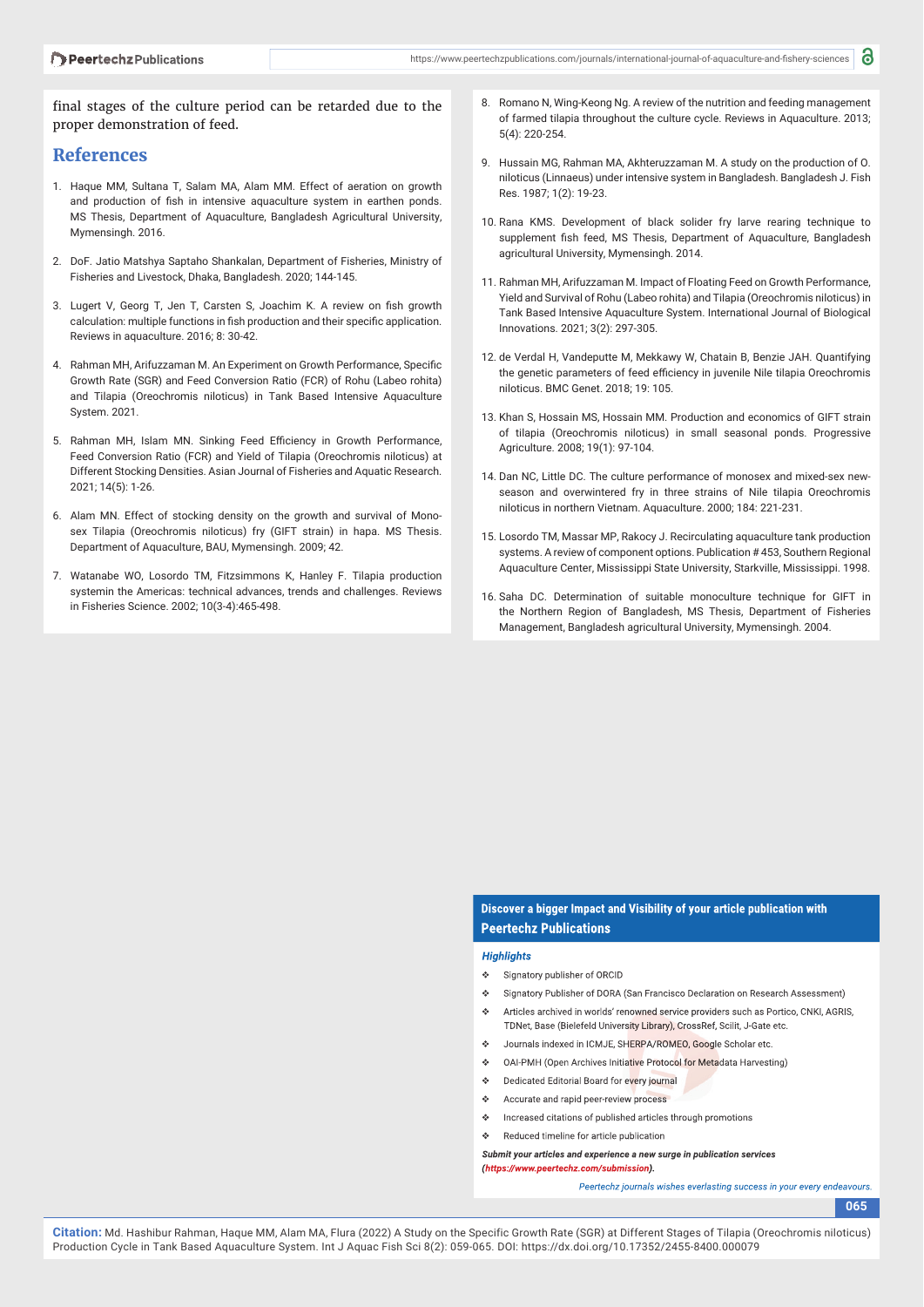final stages of the culture period can be retarded due to the proper demonstration of feed.

## References

1. Haque MM, Sultana T, Salam MA, Alam MM. Effect of aeration on growth and production of fish in intensive aquaculture system in earthen ponds. MS Thesis, Department of Aquaculture, Bangladesh Agricultural University, Mymensingh. 2016.
2. DoF. Jatio Matshya Saptaho Shankalan, Department of Fisheries, Ministry of Fisheries and Livestock, Dhaka, Bangladesh. 2020; 144-145.
3. Lugert V, Georg T, Jen T, Carsten S, Joachim K. A review on fish growth calculation: multiple functions in fish production and their specific application. Reviews in aquaculture. 2016; 8: 30-42.
4. Rahman MH, Arifuzzaman M. An Experiment on Growth Performance, Specific Growth Rate (SGR) and Feed Conversion Ratio (FCR) of Rohu (Labeo rohita) and Tilapia (Oreochromis niloticus) in Tank Based Intensive Aquaculture System. 2021.
5. Rahman MH, Islam MN. Sinking Feed Efficiency in Growth Performance, Feed Conversion Ratio (FCR) and Yield of Tilapia (Oreochromis niloticus) at Different Stocking Densities. Asian Journal of Fisheries and Aquatic Research. 2021; 14(5): 1-26.
6. Alam MN. Effect of stocking density on the growth and survival of Mono-sex Tilapia (Oreochromis niloticus) fry (GIFT strain) in hapa. MS Thesis. Department of Aquaculture, BAU, Mymensingh. 2009; 42.
7. Watanabe WO, Losordo TM, Fitzsimmons K, Hanley F. Tilapia production systemin the Americas: technical advances, trends and challenges. Reviews in Fisheries Science. 2002; 10(3-4):465-498.
8. Romano N, Wing-Keong Ng. A review of the nutrition and feeding management of farmed tilapia throughout the culture cycle. Reviews in Aquaculture. 2013; 5(4): 220-254.
9. Hussain MG, Rahman MA, Akhteruzzaman M. A study on the production of O. niloticus (Linnaeus) under intensive system in Bangladesh. Bangladesh J. Fish Res. 1987; 1(2): 19-23.
10. Rana KMS. Development of black solider fry larve rearing technique to supplement fish feed, MS Thesis, Department of Aquaculture, Bangladesh agricultural University, Mymensingh. 2014.
11. Rahman MH, Arifuzzaman M. Impact of Floating Feed on Growth Performance, Yield and Survival of Rohu (Labeo rohita) and Tilapia (Oreochromis niloticus) in Tank Based Intensive Aquaculture System. International Journal of Biological Innovations. 2021; 3(2): 297-305.
12. de Verdal H, Vandeputte M, Mekkawy W, Chatain B, Benzie JAH. Quantifying the genetic parameters of feed efficiency in juvenile Nile tilapia Oreochromis niloticus. BMC Genet. 2018; 19: 105.
13. Khan S, Hossain MS, Hossain MM. Production and economics of GIFT strain of tilapia (Oreochromis niloticus) in small seasonal ponds. Progressive Agriculture. 2008; 19(1): 97-104.
14. Dan NC, Little DC. The culture performance of monosex and mixed-sex new-season and overwintered fry in three strains of Nile tilapia Oreochromis niloticus in northern Vietnam. Aquaculture. 2000; 184: 221-231.
15. Losordo TM, Massar MP, Rakocy J. Recirculating aquaculture tank production systems. A review of component options. Publication # 453, Southern Regional Aquaculture Center, Mississippi State University, Starkville, Mississippi. 1998.
16. Saha DC. Determination of suitable monoculture technique for GIFT in the Northern Region of Bangladesh, MS Thesis, Department of Fisheries Management, Bangladesh agricultural University, Mymensingh. 2004.

**Discover a bigger Impact and Visibility of your article publication with Peertechz Publications**

***Highlights***

- Signatory publisher of ORCID
- Signatory Publisher of DORA (San Francisco Declaration on Research Assessment)
- Articles archived in worlds' renowned service providers such as Portico, CNKI, AGRIS, TDNet, Base (Bielefeld University Library), CrossRef, Scilit, J-Gate etc.
- Journals indexed in ICMJE, SHERPA/ROMEO, Google Scholar etc.
- OAI-PMH (Open Archives Initiative Protocol for Metadata Harvesting)
- Dedicated Editorial Board for every journal
- Accurate and rapid peer-review process
- Increased citations of published articles through promotions
- Reduced timeline for article publication

***Submit your articles and experience a new surge in publication services (https://www.peertechz.com/submission).***

*Peertechz journals wishes everlasting success in your every endeavours.*

**Citation:** Md. Hashibur Rahman, Haque MM, Alam MA, Flura (2022) A Study on the Specific Growth Rate (SGR) at Different Stages of Tilapia (Oreochromis niloticus) Production Cycle in Tank Based Aquaculture System. Int J Aquac Fish Sci 8(2): 059-065. DOI: https://dx.doi.org/10.17352/2455-8400.000079